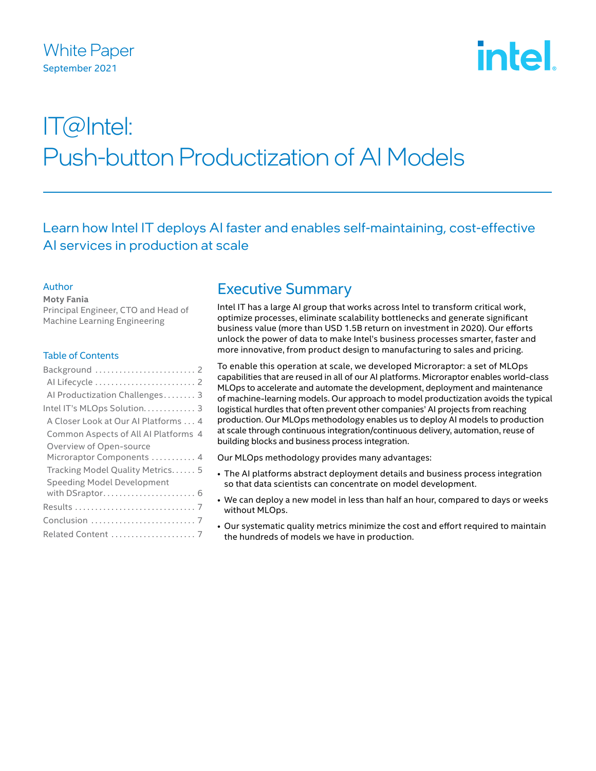White Paper

September 2021

# IT@Intel: Push-button Productization of AI Models

## Learn how Intel IT deploys AI faster and enables self-maintaining, cost-effective AI services in production at scale

### Author

**Moty Fania**
Principal Engineer, CTO and Head of Machine Learning Engineering

### Table of Contents

- Background . . . . . . . . . . . . . . . . . . . . . . . . 2
  - AI Lifecycle . . . . . . . . . . . . . . . . . . . . . . . . 2
  - AI Productization Challenges . . . . . . . . 3
- Intel IT's MLOps Solution . . . . . . . . . . . . . 3
  - A Closer Look at Our AI Platforms . . . 4
  - Common Aspects of All AI Platforms 4
  - Overview of Open-source Microraptor Components . . . . . . . . . . . 4
  - Tracking Model Quality Metrics . . . . . . 5
  - Speeding Model Development with DSraptor . . . . . . . . . . . . . . . . . . . . . . 6
- Results . . . . . . . . . . . . . . . . . . . . . . . . . . . . . 7
- Conclusion . . . . . . . . . . . . . . . . . . . . . . . . . 7
- Related Content . . . . . . . . . . . . . . . . . . . . 7

## Executive Summary

Intel IT has a large AI group that works across Intel to transform critical work, optimize processes, eliminate scalability bottlenecks and generate significant business value (more than USD 1.5B return on investment in 2020). Our efforts unlock the power of data to make Intel's business processes smarter, faster and more innovative, from product design to manufacturing to sales and pricing.

To enable this operation at scale, we developed Microraptor: a set of MLOps capabilities that are reused in all of our AI platforms. Microraptor enables world-class MLOps to accelerate and automate the development, deployment and maintenance of machine-learning models. Our approach to model productization avoids the typical logistical hurdles that often prevent other companies' AI projects from reaching production. Our MLOps methodology enables us to deploy AI models to production at scale through continuous integration/continuous delivery, automation, reuse of building blocks and business process integration.

Our MLOps methodology provides many advantages:

- The AI platforms abstract deployment details and business process integration so that data scientists can concentrate on model development.
- We can deploy a new model in less than half an hour, compared to days or weeks without MLOps.
- Our systematic quality metrics minimize the cost and effort required to maintain the hundreds of models we have in production.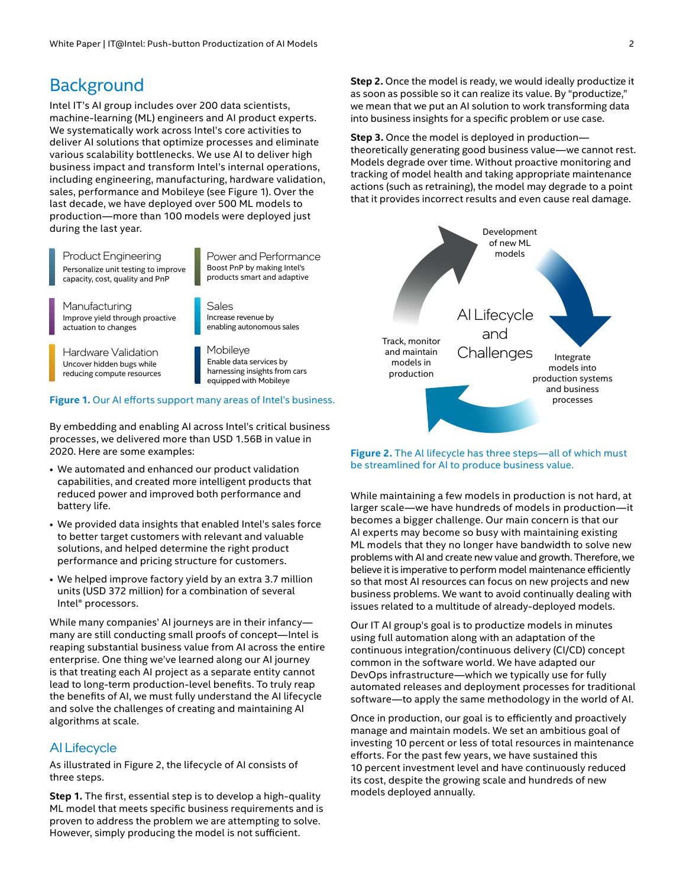## Background

Intel IT's AI group includes over 200 data scientists, machine-learning (ML) engineers and AI product experts. We systematically work across Intel's core activities to deliver AI solutions that optimize processes and eliminate various scalability bottlenecks. We use AI to deliver high business impact and transform Intel's internal operations, including engineering, manufacturing, hardware validation, sales, performance and Mobileye (see Figure 1). Over the last decade, we have deployed over 500 ML models to production—more than 100 models were deployed just during the last year.

**Product Engineering**
Personalize unit testing to improve capacity, cost, quality and PnP

**Power and Performance**
Boost PnP by making Intel's products smart and adaptive

**Manufacturing**
Improve yield through proactive actuation to changes

**Sales**
Increase revenue by enabling autonomous sales

**Hardware Validation**
Uncover hidden bugs while reducing compute resources

**Mobileye**
Enable data services by harnessing insights from cars equipped with Mobileye

**Figure 1.** Our AI efforts support many areas of Intel's business.

By embedding and enabling AI across Intel's critical business processes, we delivered more than USD 1.56B in value in 2020. Here are some examples:

- We automated and enhanced our product validation capabilities, and created more intelligent products that reduced power and improved both performance and battery life.
- We provided data insights that enabled Intel's sales force to better target customers with relevant and valuable solutions, and helped determine the right product performance and pricing structure for customers.
- We helped improve factory yield by an extra 3.7 million units (USD 372 million) for a combination of several Intel® processors.

While many companies' AI journeys are in their infancy—many are still conducting small proofs of concept—Intel is reaping substantial business value from AI across the entire enterprise. One thing we've learned along our AI journey is that treating each AI project as a separate entity cannot lead to long-term production-level benefits. To truly reap the benefits of AI, we must fully understand the AI lifecycle and solve the challenges of creating and maintaining AI algorithms at scale.

### AI Lifecycle

As illustrated in Figure 2, the lifecycle of AI consists of three steps.

**Step 1.** The first, essential step is to develop a high-quality ML model that meets specific business requirements and is proven to address the problem we are attempting to solve. However, simply producing the model is not sufficient.

**Step 2.** Once the model is ready, we would ideally productize it as soon as possible so it can realize its value. By "productize," we mean that we put an AI solution to work transforming data into business insights for a specific problem or use case.

**Step 3.** Once the model is deployed in production—theoretically generating good business value—we cannot rest. Models degrade over time. Without proactive monitoring and tracking of model health and taking appropriate maintenance actions (such as retraining), the model may degrade to a point that it provides incorrect results and even cause real damage.

AI Lifecycle and Challenges

Development of new ML models

Integrate models into production systems and business processes

Track, monitor and maintain models in production

**Figure 2.** The AI lifecycle has three steps—all of which must be streamlined for AI to produce business value.

While maintaining a few models in production is not hard, at larger scale—we have hundreds of models in production—it becomes a bigger challenge. Our main concern is that our AI experts may become so busy with maintaining existing ML models that they no longer have bandwidth to solve new problems with AI and create new value and growth. Therefore, we believe it is imperative to perform model maintenance efficiently so that most AI resources can focus on new projects and new business problems. We want to avoid continually dealing with issues related to a multitude of already-deployed models.

Our IT AI group's goal is to productize models in minutes using full automation along with an adaptation of the continuous integration/continuous delivery (CI/CD) concept common in the software world. We have adapted our DevOps infrastructure—which we typically use for fully automated releases and deployment processes for traditional software—to apply the same methodology in the world of AI.

Once in production, our goal is to efficiently and proactively manage and maintain models. We set an ambitious goal of investing 10 percent or less of total resources in maintenance efforts. For the past few years, we have sustained this 10 percent investment level and have continuously reduced its cost, despite the growing scale and hundreds of new models deployed annually.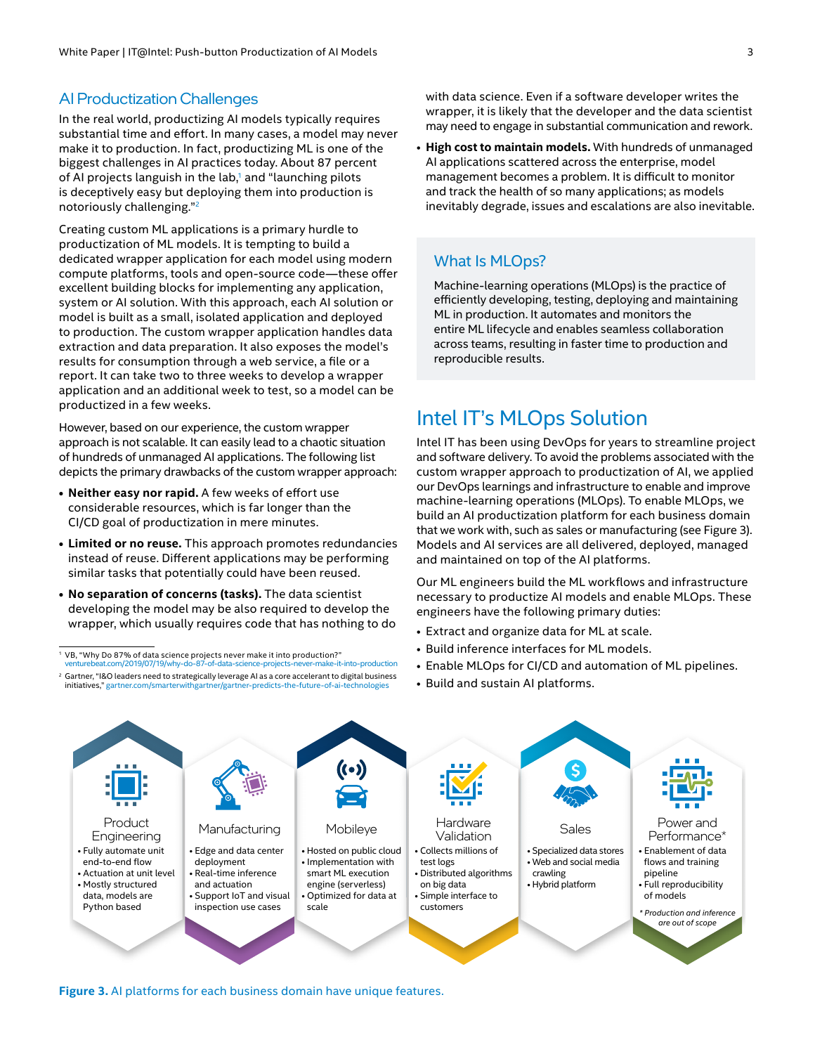## AI Productization Challenges

In the real world, productizing AI models typically requires substantial time and effort. In many cases, a model may never make it to production. In fact, productizing ML is one of the biggest challenges in AI practices today. About 87 percent of AI projects languish in the lab,[1] and "launching pilots is deceptively easy but deploying them into production is notoriously challenging."[2]

Creating custom ML applications is a primary hurdle to productization of ML models. It is tempting to build a dedicated wrapper application for each model using modern compute platforms, tools and open-source code—these offer excellent building blocks for implementing any application, system or AI solution. With this approach, each AI solution or model is built as a small, isolated application and deployed to production. The custom wrapper application handles data extraction and data preparation. It also exposes the model's results for consumption through a web service, a file or a report. It can take two to three weeks to develop a wrapper application and an additional week to test, so a model can be productized in a few weeks.

However, based on our experience, the custom wrapper approach is not scalable. It can easily lead to a chaotic situation of hundreds of unmanaged AI applications. The following list depicts the primary drawbacks of the custom wrapper approach:

- **Neither easy nor rapid.** A few weeks of effort use considerable resources, which is far longer than the CI/CD goal of productization in mere minutes.
- **Limited or no reuse.** This approach promotes redundancies instead of reuse. Different applications may be performing similar tasks that potentially could have been reused.
- **No separation of concerns (tasks).** The data scientist developing the model may be also required to develop the wrapper, which usually requires code that has nothing to do with data science. Even if a software developer writes the wrapper, it is likely that the developer and the data scientist may need to engage in substantial communication and rework.
- **High cost to maintain models.** With hundreds of unmanaged AI applications scattered across the enterprise, model management becomes a problem. It is difficult to monitor and track the health of so many applications; as models inevitably degrade, issues and escalations are also inevitable.

[1] VB, "Why Do 87% of data science projects never make it into production?" venturebeat.com/2019/07/19/why-do-87-of-data-science-projects-never-make-it-into-production

[2] Gartner, "I&O leaders need to strategically leverage AI as a core accelerant to digital business initiatives," gartner.com/smarterwithgartner/gartner-predicts-the-future-of-ai-technologies

### What Is MLOps?

Machine-learning operations (MLOps) is the practice of efficiently developing, testing, deploying and maintaining ML in production. It automates and monitors the entire ML lifecycle and enables seamless collaboration across teams, resulting in faster time to production and reproducible results.

## Intel IT's MLOps Solution

Intel IT has been using DevOps for years to streamline project and software delivery. To avoid the problems associated with the custom wrapper approach to productization of AI, we applied our DevOps learnings and infrastructure to enable and improve machine-learning operations (MLOps). To enable MLOps, we build an AI productization platform for each business domain that we work with, such as sales or manufacturing (see Figure 3). Models and AI services are all delivered, deployed, managed and maintained on top of the AI platforms.

Our ML engineers build the ML workflows and infrastructure necessary to productize AI models and enable MLOps. These engineers have the following primary duties:

- Extract and organize data for ML at scale.
- Build inference interfaces for ML models.
- Enable MLOps for CI/CD and automation of ML pipelines.
- Build and sustain AI platforms.

**Product Engineering**
- Fully automate unit end-to-end flow
- Actuation at unit level
- Mostly structured data, models are Python based

**Manufacturing**
- Edge and data center deployment
- Real-time inference and actuation
- Support IoT and visual inspection use cases

**Mobileye**
- Hosted on public cloud
- Implementation with smart ML execution engine (serverless)
- Optimized for data at scale

**Hardware Validation**
- Collects millions of test logs
- Distributed algorithms on big data
- Simple interface to customers

**Sales**
- Specialized data stores
- Web and social media crawling
- Hybrid platform

**Power and Performance***
- Enablement of data flows and training pipeline
- Full reproducibility of models

*\* Production and inference are out of scope*

**Figure 3.** AI platforms for each business domain have unique features.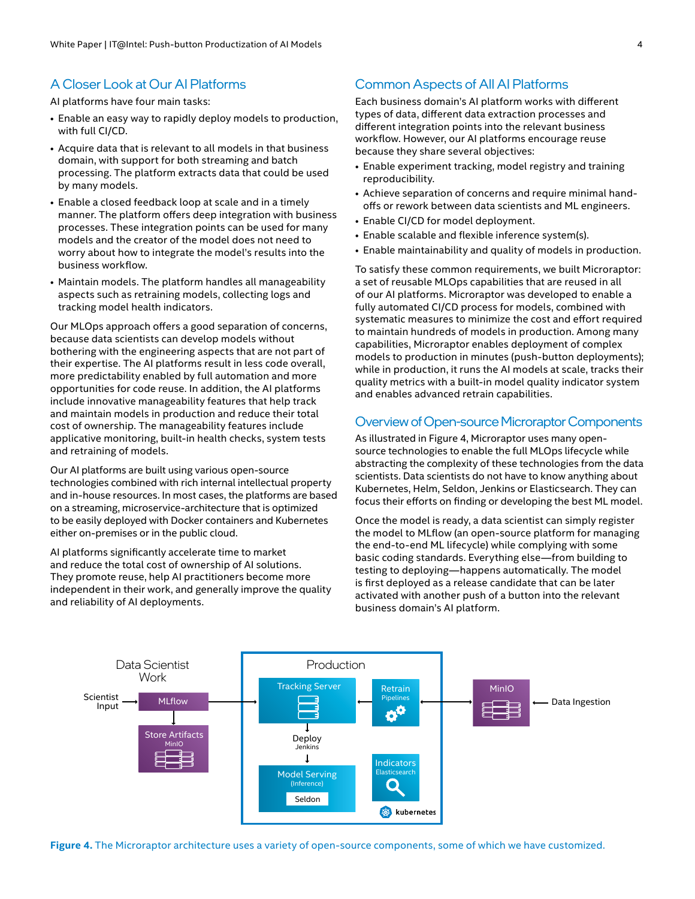## A Closer Look at Our AI Platforms

AI platforms have four main tasks:

- Enable an easy way to rapidly deploy models to production, with full CI/CD.
- Acquire data that is relevant to all models in that business domain, with support for both streaming and batch processing. The platform extracts data that could be used by many models.
- Enable a closed feedback loop at scale and in a timely manner. The platform offers deep integration with business processes. These integration points can be used for many models and the creator of the model does not need to worry about how to integrate the model's results into the business workflow.
- Maintain models. The platform handles all manageability aspects such as retraining models, collecting logs and tracking model health indicators.

Our MLOps approach offers a good separation of concerns, because data scientists can develop models without bothering with the engineering aspects that are not part of their expertise. The AI platforms result in less code overall, more predictability enabled by full automation and more opportunities for code reuse. In addition, the AI platforms include innovative manageability features that help track and maintain models in production and reduce their total cost of ownership. The manageability features include applicative monitoring, built-in health checks, system tests and retraining of models.

Our AI platforms are built using various open-source technologies combined with rich internal intellectual property and in-house resources. In most cases, the platforms are based on a streaming, microservice-architecture that is optimized to be easily deployed with Docker containers and Kubernetes either on-premises or in the public cloud.

AI platforms significantly accelerate time to market and reduce the total cost of ownership of AI solutions. They promote reuse, help AI practitioners become more independent in their work, and generally improve the quality and reliability of AI deployments.

## Common Aspects of All AI Platforms

Each business domain's AI platform works with different types of data, different data extraction processes and different integration points into the relevant business workflow. However, our AI platforms encourage reuse because they share several objectives:

- Enable experiment tracking, model registry and training reproducibility.
- Achieve separation of concerns and require minimal hand-offs or rework between data scientists and ML engineers.
- Enable CI/CD for model deployment.
- Enable scalable and flexible inference system(s).
- Enable maintainability and quality of models in production.

To satisfy these common requirements, we built Microraptor: a set of reusable MLOps capabilities that are reused in all of our AI platforms. Microraptor was developed to enable a fully automated CI/CD process for models, combined with systematic measures to minimize the cost and effort required to maintain hundreds of models in production. Among many capabilities, Microraptor enables deployment of complex models to production in minutes (push-button deployments); while in production, it runs the AI models at scale, tracks their quality metrics with a built-in model quality indicator system and enables advanced retrain capabilities.

## Overview of Open-source Microraptor Components

As illustrated in Figure 4, Microraptor uses many open-source technologies to enable the full MLOps lifecycle while abstracting the complexity of these technologies from the data scientists. Data scientists do not have to know anything about Kubernetes, Helm, Seldon, Jenkins or Elasticsearch. They can focus their efforts on finding or developing the best ML model.

Once the model is ready, a data scientist can simply register the model to MLflow (an open-source platform for managing the end-to-end ML lifecycle) while complying with some basic coding standards. Everything else—from building to testing to deploying—happens automatically. The model is first deployed as a release candidate that can be later activated with another push of a button into the relevant business domain's AI platform.

**Figure 4.** The Microraptor architecture uses a variety of open-source components, some of which we have customized.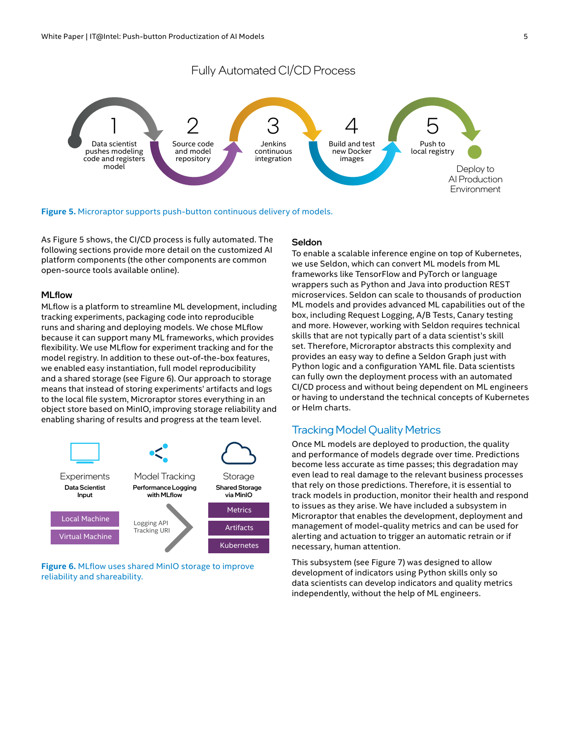## Fully Automated CI/CD Process

1. Data scientist pushes modeling code and registers model
2. Source code and model repository
3. Jenkins continuous integration
4. Build and test new Docker images
5. Push to local registry

Deploy to AI Production Environment

**Figure 5.** Microraptor supports push-button continuous delivery of models.

As Figure 5 shows, the CI/CD process is fully automated. The following sections provide more detail on the customized AI platform components (the other components are common open-source tools available online).

### MLflow

MLflow is a platform to streamline ML development, including tracking experiments, packaging code into reproducible runs and sharing and deploying models. We chose MLflow because it can support many ML frameworks, which provides flexibility. We use MLflow for experiment tracking and for the model registry. In addition to these out-of-the-box features, we enabled easy instantiation, full model reproducibility and a shared storage (see Figure 6). Our approach to storage means that instead of storing experiments' artifacts and logs to the local file system, Microraptor stores everything in an object store based on MinIO, improving storage reliability and enabling sharing of results and progress at the team level.

Experiments
Data Scientist Input
- Local Machine
- Virtual Machine

Model Tracking
Performance Logging with MLflow
Logging API
Tracking URI

Storage
Shared Storage via MinIO
- Metrics
- Artifacts
- Kubernetes

**Figure 6.** MLflow uses shared MinIO storage to improve reliability and shareability.

### Seldon

To enable a scalable inference engine on top of Kubernetes, we use Seldon, which can convert ML models from ML frameworks like TensorFlow and PyTorch or language wrappers such as Python and Java into production REST microservices. Seldon can scale to thousands of production ML models and provides advanced ML capabilities out of the box, including Request Logging, A/B Tests, Canary testing and more. However, working with Seldon requires technical skills that are not typically part of a data scientist's skill set. Therefore, Microraptor abstracts this complexity and provides an easy way to define a Seldon Graph just with Python logic and a configuration YAML file. Data scientists can fully own the deployment process with an automated CI/CD process and without being dependent on ML engineers or having to understand the technical concepts of Kubernetes or Helm charts.

## Tracking Model Quality Metrics

Once ML models are deployed to production, the quality and performance of models degrade over time. Predictions become less accurate as time passes; this degradation may even lead to real damage to the relevant business processes that rely on those predictions. Therefore, it is essential to track models in production, monitor their health and respond to issues as they arise. We have included a subsystem in Microraptor that enables the development, deployment and management of model-quality metrics and can be used for alerting and actuation to trigger an automatic retrain or if necessary, human attention.

This subsystem (see Figure 7) was designed to allow development of indicators using Python skills only so data scientists can develop indicators and quality metrics independently, without the help of ML engineers.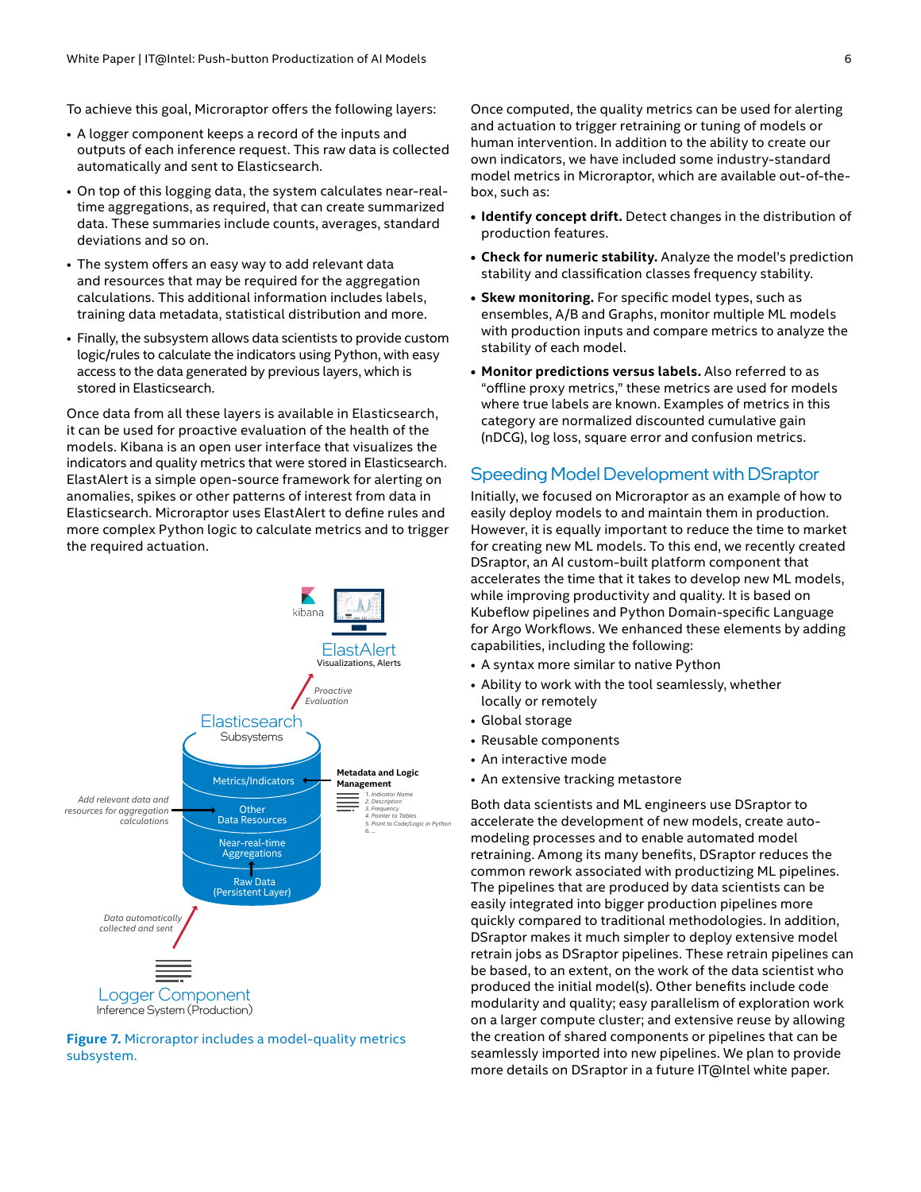To achieve this goal, Microraptor offers the following layers:

- A logger component keeps a record of the inputs and outputs of each inference request. This raw data is collected automatically and sent to Elasticsearch.
- On top of this logging data, the system calculates near-real-time aggregations, as required, that can create summarized data. These summaries include counts, averages, standard deviations and so on.
- The system offers an easy way to add relevant data and resources that may be required for the aggregation calculations. This additional information includes labels, training data metadata, statistical distribution and more.
- Finally, the subsystem allows data scientists to provide custom logic/rules to calculate the indicators using Python, with easy access to the data generated by previous layers, which is stored in Elasticsearch.

Once data from all these layers is available in Elasticsearch, it can be used for proactive evaluation of the health of the models. Kibana is an open user interface that visualizes the indicators and quality metrics that were stored in Elasticsearch. ElastAlert is a simple open-source framework for alerting on anomalies, spikes or other patterns of interest from data in Elasticsearch. Microraptor uses ElastAlert to define rules and more complex Python logic to calculate metrics and to trigger the required actuation.

kibana

ElastAlert
Visualizations, Alerts

Proactive Evaluation

Elasticsearch
Subsystems

Metrics/Indicators

Metadata and Logic Management
1. Indicator Name
2. Description
3. Frequency
4. Pointer to Tables
5. Point to Code/Logic in Python
6. ...

Add relevant data and resources for aggregation calculations

Other Data Resources

Near-real-time Aggregations

Raw Data (Persistent Layer)

Data automatically collected and sent

Logger Component
Inference System (Production)

**Figure 7.** Microraptor includes a model-quality metrics subsystem.

Once computed, the quality metrics can be used for alerting and actuation to trigger retraining or tuning of models or human intervention. In addition to the ability to create our own indicators, we have included some industry-standard model metrics in Microraptor, which are available out-of-the-box, such as:

- **Identify concept drift.** Detect changes in the distribution of production features.
- **Check for numeric stability.** Analyze the model's prediction stability and classification classes frequency stability.
- **Skew monitoring.** For specific model types, such as ensembles, A/B and Graphs, monitor multiple ML models with production inputs and compare metrics to analyze the stability of each model.
- **Monitor predictions versus labels.** Also referred to as "offline proxy metrics," these metrics are used for models where true labels are known. Examples of metrics in this category are normalized discounted cumulative gain (nDCG), log loss, square error and confusion metrics.

## Speeding Model Development with DSraptor

Initially, we focused on Microraptor as an example of how to easily deploy models to and maintain them in production. However, it is equally important to reduce the time to market for creating new ML models. To this end, we recently created DSraptor, an AI custom-built platform component that accelerates the time that it takes to develop new ML models, while improving productivity and quality. It is based on Kubeflow pipelines and Python Domain-specific Language for Argo Workflows. We enhanced these elements by adding capabilities, including the following:

- A syntax more similar to native Python
- Ability to work with the tool seamlessly, whether locally or remotely
- Global storage
- Reusable components
- An interactive mode
- An extensive tracking metastore

Both data scientists and ML engineers use DSraptor to accelerate the development of new models, create auto-modeling processes and to enable automated model retraining. Among its many benefits, DSraptor reduces the common rework associated with productizing ML pipelines. The pipelines that are produced by data scientists can be easily integrated into bigger production pipelines more quickly compared to traditional methodologies. In addition, DSraptor makes it much simpler to deploy extensive model retrain jobs as DSraptor pipelines. These retrain pipelines can be based, to an extent, on the work of the data scientist who produced the initial model(s). Other benefits include code modularity and quality; easy parallelism of exploration work on a larger compute cluster; and extensive reuse by allowing the creation of shared components or pipelines that can be seamlessly imported into new pipelines. We plan to provide more details on DSraptor in a future IT@Intel white paper.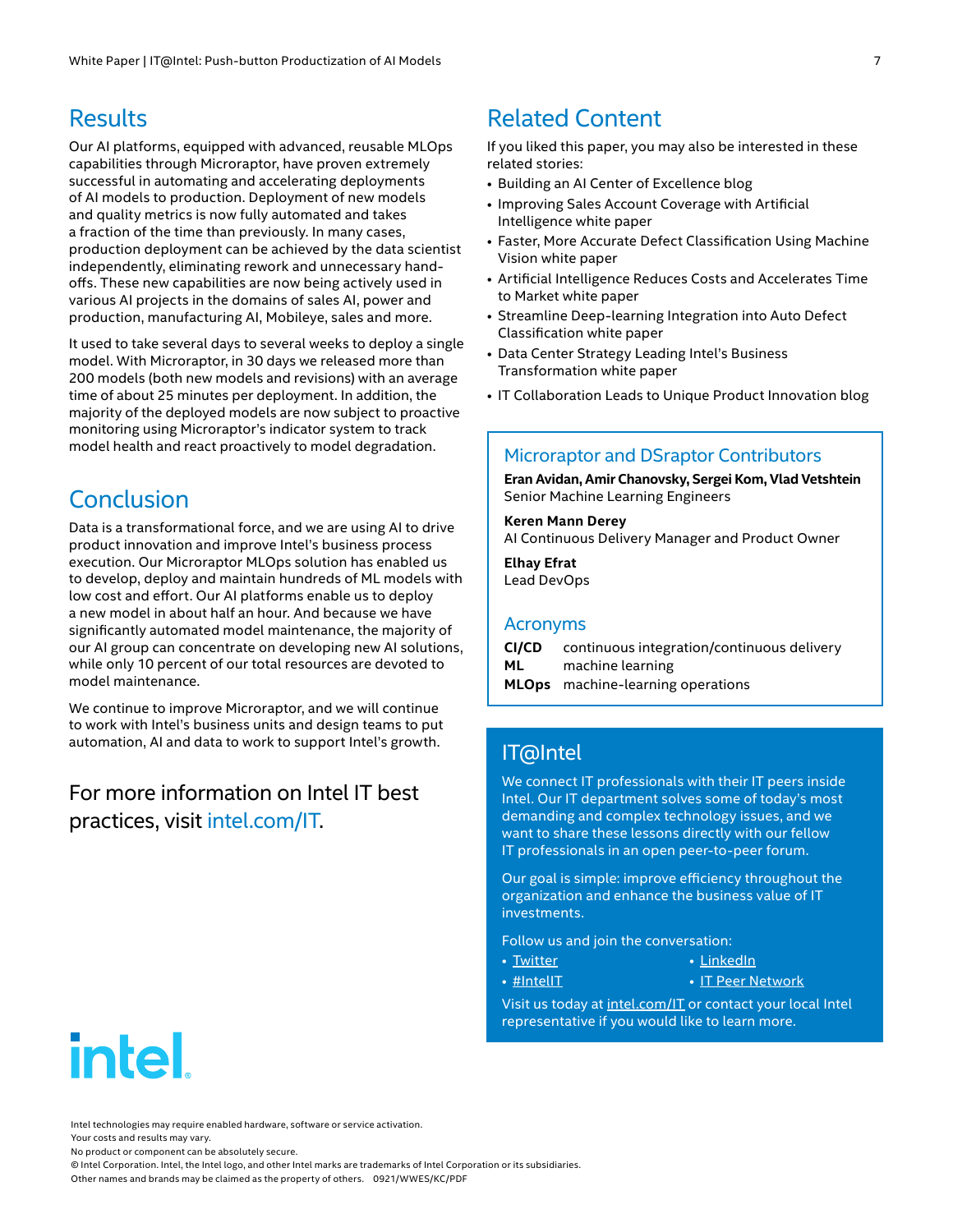## Results

Our AI platforms, equipped with advanced, reusable MLOps capabilities through Microraptor, have proven extremely successful in automating and accelerating deployments of AI models to production. Deployment of new models and quality metrics is now fully automated and takes a fraction of the time than previously. In many cases, production deployment can be achieved by the data scientist independently, eliminating rework and unnecessary hand-offs. These new capabilities are now being actively used in various AI projects in the domains of sales AI, power and production, manufacturing AI, Mobileye, sales and more.

It used to take several days to several weeks to deploy a single model. With Microraptor, in 30 days we released more than 200 models (both new models and revisions) with an average time of about 25 minutes per deployment. In addition, the majority of the deployed models are now subject to proactive monitoring using Microraptor's indicator system to track model health and react proactively to model degradation.

## Conclusion

Data is a transformational force, and we are using AI to drive product innovation and improve Intel's business process execution. Our Microraptor MLOps solution has enabled us to develop, deploy and maintain hundreds of ML models with low cost and effort. Our AI platforms enable us to deploy a new model in about half an hour. And because we have significantly automated model maintenance, the majority of our AI group can concentrate on developing new AI solutions, while only 10 percent of our total resources are devoted to model maintenance.

We continue to improve Microraptor, and we will continue to work with Intel's business units and design teams to put automation, AI and data to work to support Intel's growth.

For more information on Intel IT best practices, visit intel.com/IT.

## Related Content

If you liked this paper, you may also be interested in these related stories:

- Building an AI Center of Excellence blog
- Improving Sales Account Coverage with Artificial Intelligence white paper
- Faster, More Accurate Defect Classification Using Machine Vision white paper
- Artificial Intelligence Reduces Costs and Accelerates Time to Market white paper
- Streamline Deep-learning Integration into Auto Defect Classification white paper
- Data Center Strategy Leading Intel's Business Transformation white paper
- IT Collaboration Leads to Unique Product Innovation blog

### Microraptor and DSraptor Contributors

**Eran Avidan, Amir Chanovsky, Sergei Kom, Vlad Vetshtein**
Senior Machine Learning Engineers

**Keren Mann Derey**
AI Continuous Delivery Manager and Product Owner

**Elhay Efrat**
Lead DevOps

### Acronyms

| | |
|---|---|
| **CI/CD** | continuous integration/continuous delivery |
| **ML** | machine learning |
| **MLOps** | machine-learning operations |

### IT@Intel

We connect IT professionals with their IT peers inside Intel. Our IT department solves some of today's most demanding and complex technology issues, and we want to share these lessons directly with our fellow IT professionals in an open peer-to-peer forum.

Our goal is simple: improve efficiency throughout the organization and enhance the business value of IT investments.

Follow us and join the conversation:

- Twitter
- #IntelIT
- LinkedIn
- IT Peer Network

Visit us today at intel.com/IT or contact your local Intel representative if you would like to learn more.

intel.

Intel technologies may require enabled hardware, software or service activation.
Your costs and results may vary.
No product or component can be absolutely secure.
© Intel Corporation. Intel, the Intel logo, and other Intel marks are trademarks of Intel Corporation or its subsidiaries.
Other names and brands may be claimed as the property of others. 0921/WWES/KC/PDF